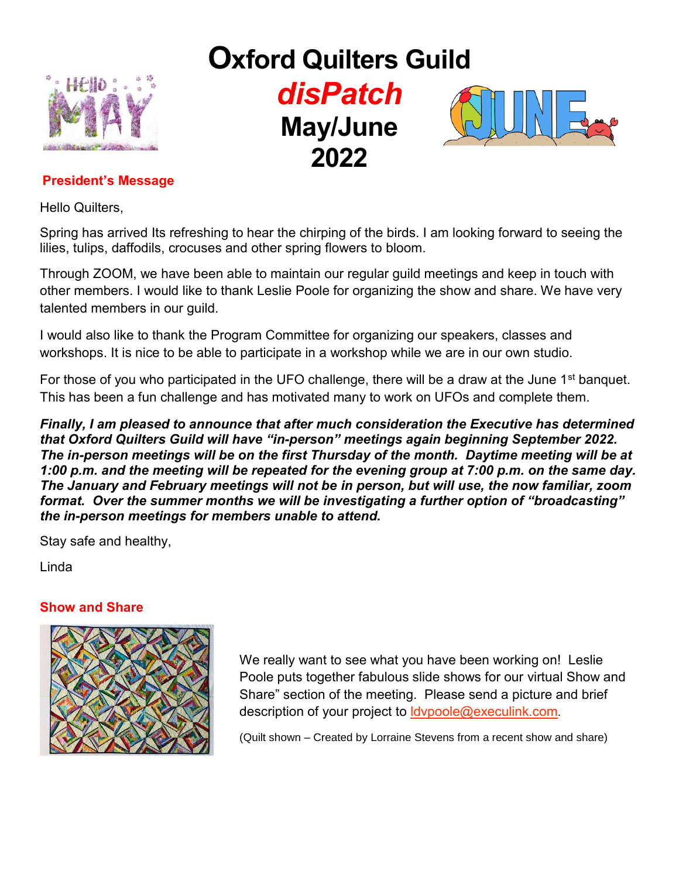# Oxford Quilters Guild

## *disPatch*

## May/June 2022

### President's Message

Hello Quilters,

Spring has arrived Its refreshing to hear the chirping of the birds. I am looking forward to seeing the lilies, tulips, daffodils, crocuses and other spring flowers to bloom.

Through ZOOM, we have been able to maintain our regular guild meetings and keep in touch with other members. I would like to thank Leslie Poole for organizing the show and share. We have very talented members in our guild.

I would also like to thank the Program Committee for organizing our speakers, classes and workshops. It is nice to be able to participate in a workshop while we are in our own studio.

For those of you who participated in the UFO challenge, there will be a draw at the June 1st banquet. This has been a fun challenge and has motivated many to work on UFOs and complete them.

***Finally, I am pleased to announce that after much consideration the Executive has determined that Oxford Quilters Guild will have "in-person" meetings again beginning September 2022. The in-person meetings will be on the first Thursday of the month. Daytime meeting will be at 1:00 p.m. and the meeting will be repeated for the evening group at 7:00 p.m. on the same day. The January and February meetings will not be in person, but will use, the now familiar, zoom format. Over the summer months we will be investigating a further option of "broadcasting" the in-person meetings for members unable to attend.***

Stay safe and healthy,

Linda

### Show and Share

We really want to see what you have been working on! Leslie Poole puts together fabulous slide shows for our virtual Show and Share" section of the meeting. Please send a picture and brief description of your project to ldvpoole@execulink.com.

(Quilt shown – Created by Lorraine Stevens from a recent show and share)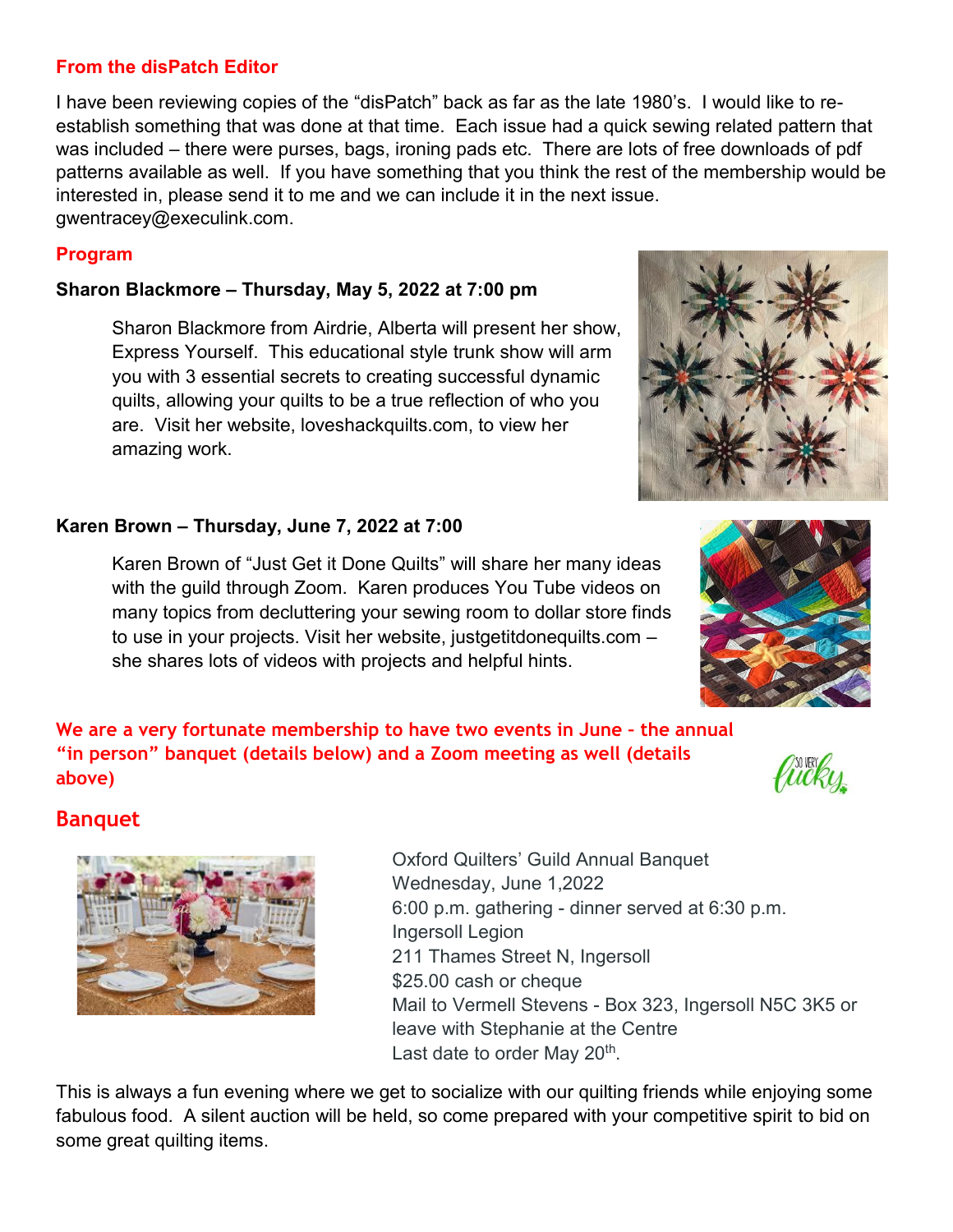## From the disPatch Editor

I have been reviewing copies of the "disPatch" back as far as the late 1980's. I would like to re-establish something that was done at that time. Each issue had a quick sewing related pattern that was included – there were purses, bags, ironing pads etc. There are lots of free downloads of pdf patterns available as well. If you have something that you think the rest of the membership would be interested in, please send it to me and we can include it in the next issue. gwentracey@execulink.com.

## Program

**Sharon Blackmore – Thursday, May 5, 2022 at 7:00 pm**

Sharon Blackmore from Airdrie, Alberta will present her show, Express Yourself. This educational style trunk show will arm you with 3 essential secrets to creating successful dynamic quilts, allowing your quilts to be a true reflection of who you are. Visit her website, loveshackquilts.com, to view her amazing work.

**Karen Brown – Thursday, June 7, 2022 at 7:00**

Karen Brown of "Just Get it Done Quilts" will share her many ideas with the guild through Zoom. Karen produces You Tube videos on many topics from decluttering your sewing room to dollar store finds to use in your projects. Visit her website, justgetitdonequilts.com – she shares lots of videos with projects and helpful hints.

**We are a very fortunate membership to have two events in June - the annual "in person" banquet (details below) and a Zoom meeting as well (details above)**

## Banquet

Oxford Quilters' Guild Annual Banquet
Wednesday, June 1,2022
6:00 p.m. gathering - dinner served at 6:30 p.m.
Ingersoll Legion
211 Thames Street N, Ingersoll
$25.00 cash or cheque
Mail to Vermell Stevens - Box 323, Ingersoll N5C 3K5 or leave with Stephanie at the Centre
Last date to order May 20th.

This is always a fun evening where we get to socialize with our quilting friends while enjoying some fabulous food. A silent auction will be held, so come prepared with your competitive spirit to bid on some great quilting items.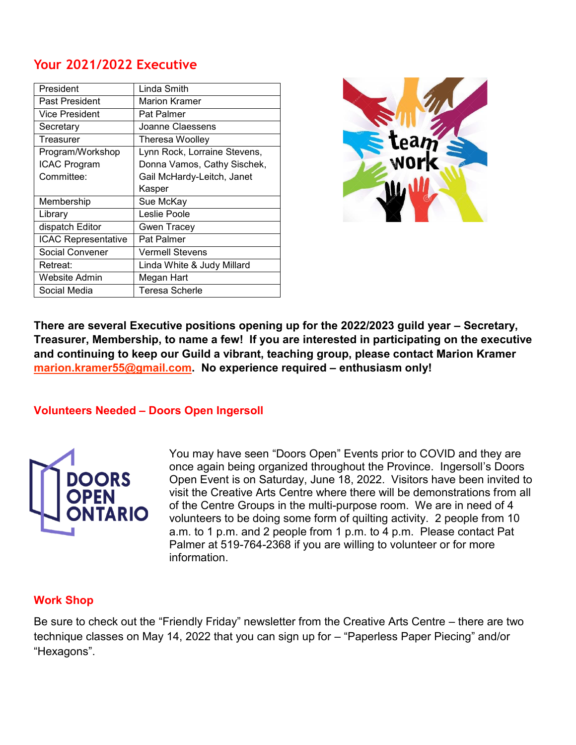## Your 2021/2022 Executive

| | |
|---|---|
| President | Linda Smith |
| Past President | Marion Kramer |
| Vice President | Pat Palmer |
| Secretary | Joanne Claessens |
| Treasurer | Theresa Woolley |
| Program/Workshop ICAC Program Committee: | Lynn Rock, Lorraine Stevens, Donna Vamos, Cathy Sischek, Gail McHardy-Leitch, Janet Kasper |
| Membership | Sue McKay |
| Library | Leslie Poole |
| dispatch Editor | Gwen Tracey |
| ICAC Representative | Pat Palmer |
| Social Convener | Vermell Stevens |
| Retreat: | Linda White & Judy Millard |
| Website Admin | Megan Hart |
| Social Media | Teresa Scherle |

**There are several Executive positions opening up for the 2022/2023 guild year – Secretary, Treasurer, Membership, to name a few! If you are interested in participating on the executive and continuing to keep our Guild a vibrant, teaching group, please contact Marion Kramer marion.kramer55@gmail.com. No experience required – enthusiasm only!**

### Volunteers Needed – Doors Open Ingersoll

You may have seen "Doors Open" Events prior to COVID and they are once again being organized throughout the Province. Ingersoll's Doors Open Event is on Saturday, June 18, 2022. Visitors have been invited to visit the Creative Arts Centre where there will be demonstrations from all of the Centre Groups in the multi-purpose room. We are in need of 4 volunteers to be doing some form of quilting activity. 2 people from 10 a.m. to 1 p.m. and 2 people from 1 p.m. to 4 p.m. Please contact Pat Palmer at 519-764-2368 if you are willing to volunteer or for more information.

### Work Shop

Be sure to check out the "Friendly Friday" newsletter from the Creative Arts Centre – there are two technique classes on May 14, 2022 that you can sign up for – "Paperless Paper Piecing" and/or "Hexagons".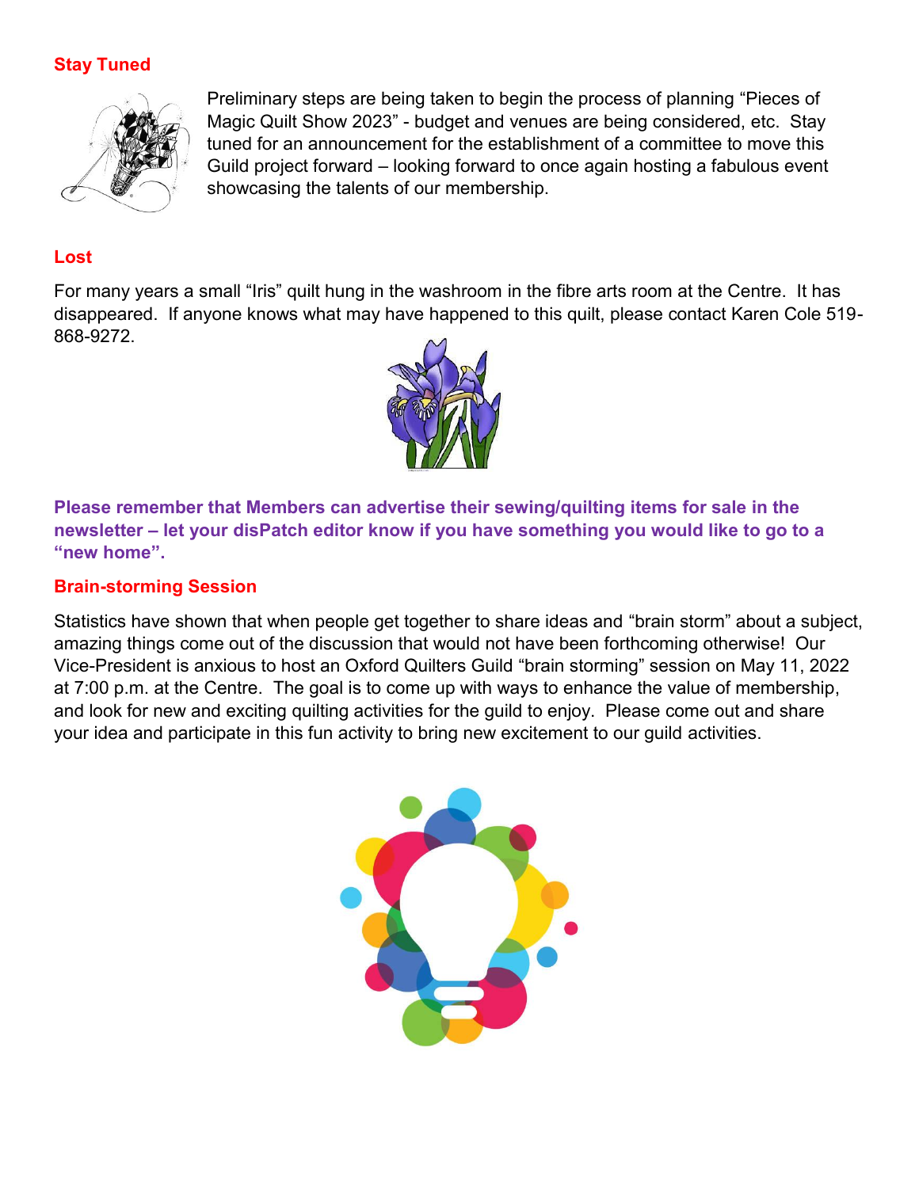## Stay Tuned

Preliminary steps are being taken to begin the process of planning "Pieces of Magic Quilt Show 2023" - budget and venues are being considered, etc. Stay tuned for an announcement for the establishment of a committee to move this Guild project forward – looking forward to once again hosting a fabulous event showcasing the talents of our membership.

## Lost

For many years a small "Iris" quilt hung in the washroom in the fibre arts room at the Centre. It has disappeared. If anyone knows what may have happened to this quilt, please contact Karen Cole 519-868-9272.

**Please remember that Members can advertise their sewing/quilting items for sale in the newsletter – let your disPatch editor know if you have something you would like to go to a "new home".**

## Brain-storming Session

Statistics have shown that when people get together to share ideas and "brain storm" about a subject, amazing things come out of the discussion that would not have been forthcoming otherwise! Our Vice-President is anxious to host an Oxford Quilters Guild "brain storming" session on May 11, 2022 at 7:00 p.m. at the Centre. The goal is to come up with ways to enhance the value of membership, and look for new and exciting quilting activities for the guild to enjoy. Please come out and share your idea and participate in this fun activity to bring new excitement to our guild activities.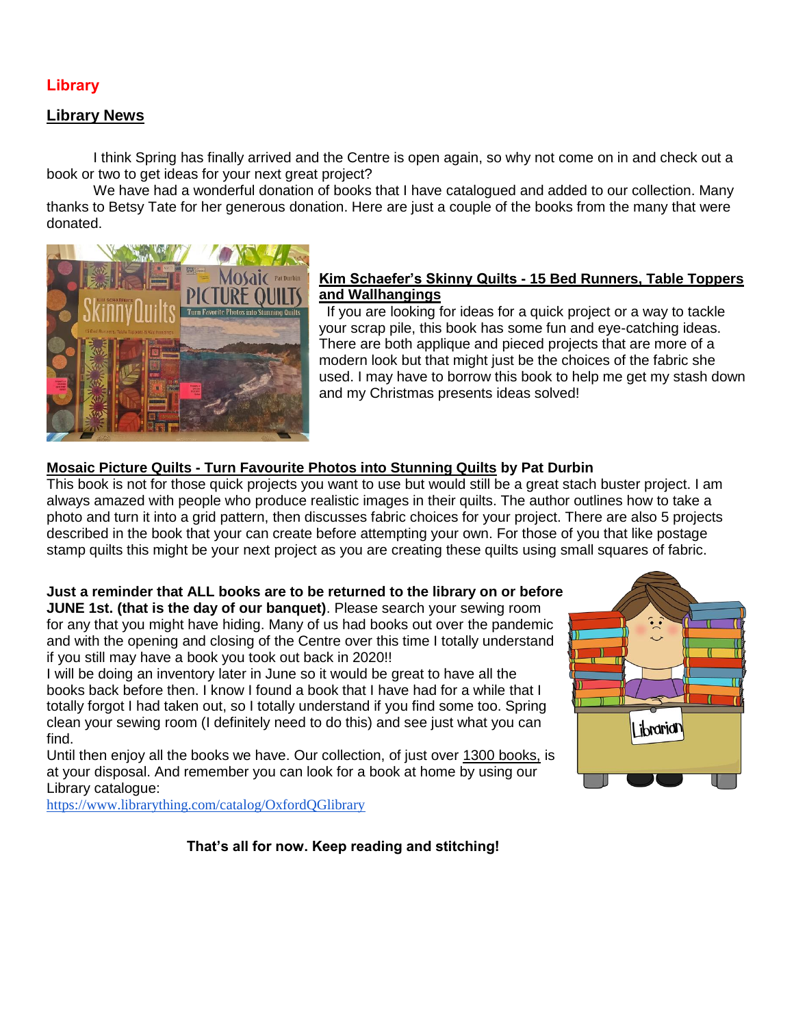## Library

### Library News

I think Spring has finally arrived and the Centre is open again, so why not come on in and check out a book or two to get ideas for your next great project?

We have had a wonderful donation of books that I have catalogued and added to our collection. Many thanks to Betsy Tate for her generous donation. Here are just a couple of the books from the many that were donated.

**Kim Schaefer's Skinny Quilts - 15 Bed Runners, Table Toppers and Wallhangings**

If you are looking for ideas for a quick project or a way to tackle your scrap pile, this book has some fun and eye-catching ideas. There are both applique and pieced projects that are more of a modern look but that might just be the choices of the fabric she used. I may have to borrow this book to help me get my stash down and my Christmas presents ideas solved!

**Mosaic Picture Quilts - Turn Favourite Photos into Stunning Quilts by Pat Durbin**

This book is not for those quick projects you want to use but would still be a great stash buster project. I am always amazed with people who produce realistic images in their quilts. The author outlines how to take a photo and turn it into a grid pattern, then discusses fabric choices for your project. There are also 5 projects described in the book that your can create before attempting your own. For those of you that like postage stamp quilts this might be your next project as you are creating these quilts using small squares of fabric.

**Just a reminder that ALL books are to be returned to the library on or before JUNE 1st. (that is the day of our banquet)**. Please search your sewing room for any that you might have hiding. Many of us had books out over the pandemic and with the opening and closing of the Centre over this time I totally understand if you still may have a book you took out back in 2020!!

I will be doing an inventory later in June so it would be great to have all the books back before then. I know I found a book that I have had for a while that I totally forgot I had taken out, so I totally understand if you find some too. Spring clean your sewing room (I definitely need to do this) and see just what you can find.

Until then enjoy all the books we have. Our collection, of just over 1300 books, is at your disposal. And remember you can look for a book at home by using our Library catalogue:
https://www.librarything.com/catalog/OxfordQGlibrary

**That's all for now. Keep reading and stitching!**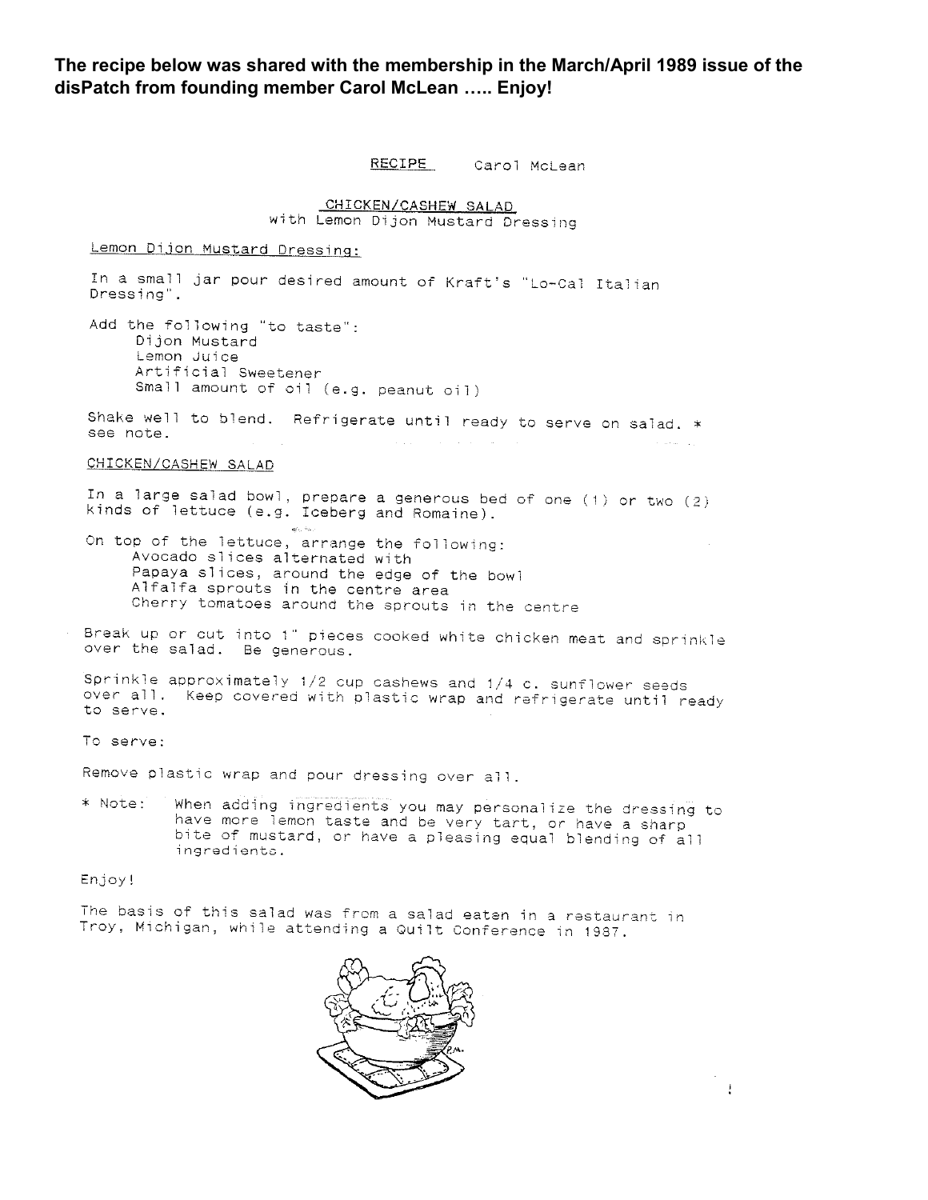**The recipe below was shared with the membership in the March/April 1989 issue of the disPatch from founding member Carol McLean ….. Enjoy!**

RECIPE    Carol McLean

CHICKEN/CASHEW SALAD
with Lemon Dijon Mustard Dressing

Lemon Dijon Mustard Dressing:

In a small jar pour desired amount of Kraft's "Lo-Cal Italian Dressing".

Add the following "to taste":
- Dijon Mustard
- Lemon Juice
- Artificial Sweetener
- Small amount of oil (e.g. peanut oil)

Shake well to blend. Refrigerate until ready to serve on salad. * see note.

CHICKEN/CASHEW SALAD

In a large salad bowl, prepare a generous bed of one (1) or two (2) kinds of lettuce (e.g. Iceberg and Romaine).

On top of the lettuce, arrange the following:
- Avocado slices alternated with
- Papaya slices, around the edge of the bowl
- Alfalfa sprouts in the centre area
- Cherry tomatoes around the sprouts in the centre

Break up or cut into 1" pieces cooked white chicken meat and sprinkle over the salad. Be generous.

Sprinkle approximately 1/2 cup cashews and 1/4 c. sunflower seeds over all. Keep covered with plastic wrap and refrigerate until ready to serve.

To serve:

Remove plastic wrap and pour dressing over all.

\* Note: When adding ingredients you may personalize the dressing to have more lemon taste and be very tart, or have a sharp bite of mustard, or have a pleasing equal blending of all ingredients.

Enjoy!

The basis of this salad was from a salad eaten in a restaurant in Troy, Michigan, while attending a Quilt Conference in 1987.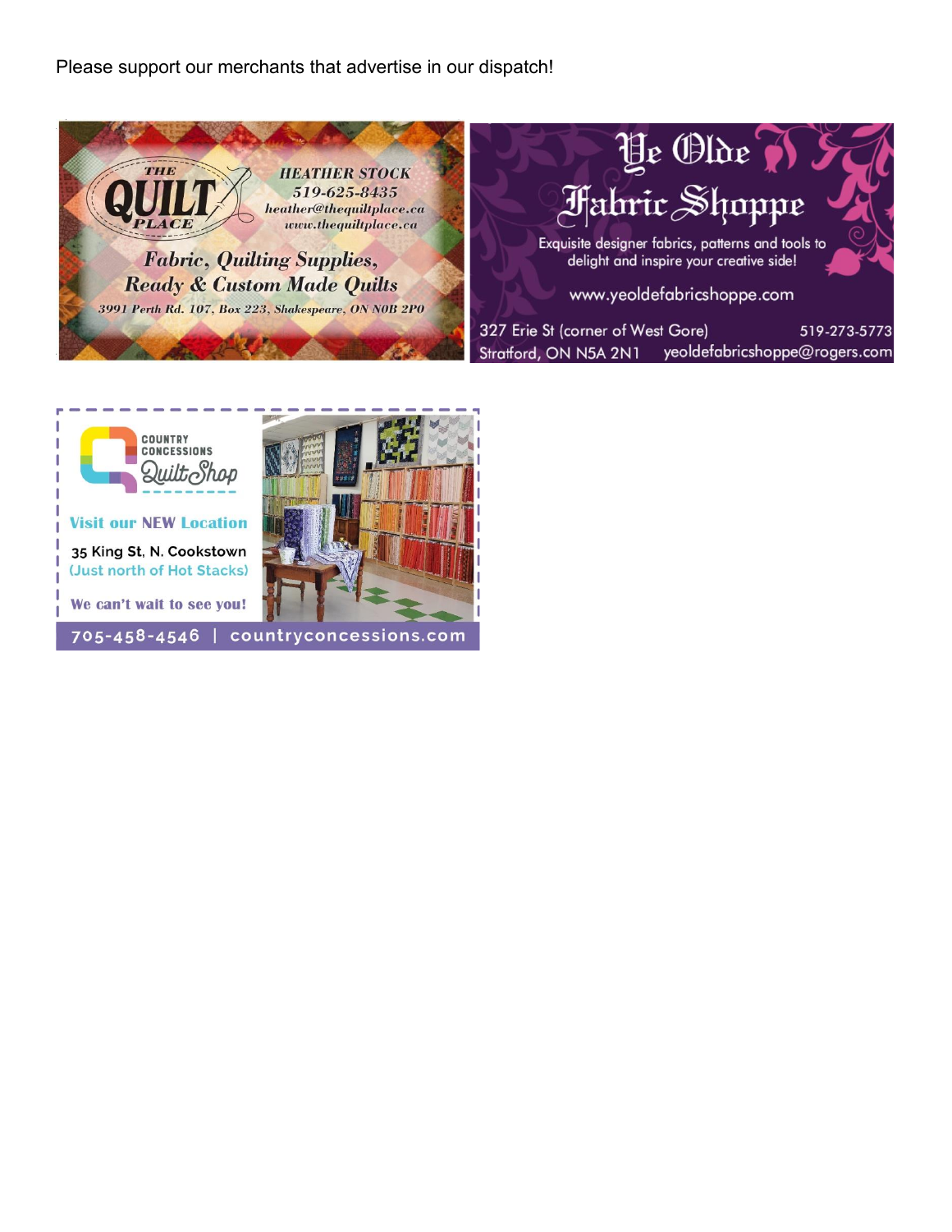Please support our merchants that advertise in our dispatch!

**THE QUILT PLACE**

HEATHER STOCK
519-625-8435
heather@thequiltplace.ca
www.thequiltplace.ca

*Fabric, Quilting Supplies, Ready & Custom Made Quilts*

3991 Perth Rd. 107, Box 223, Shakespeare, ON N0B 2P0

**Ye Olde Fabric Shoppe**

Exquisite designer fabrics, patterns and tools to delight and inspire your creative side!

www.yeoldefabricshoppe.com

327 Erie St (corner of West Gore)
Stratford, ON N5A 2N1
519-273-5773
yeoldefabricshoppe@rogers.com

**COUNTRY CONCESSIONS Quilt Shop**

Visit our NEW Location

35 King St, N. Cookstown
(Just north of Hot Stacks)

We can't wait to see you!

705-458-4546 | countryconcessions.com